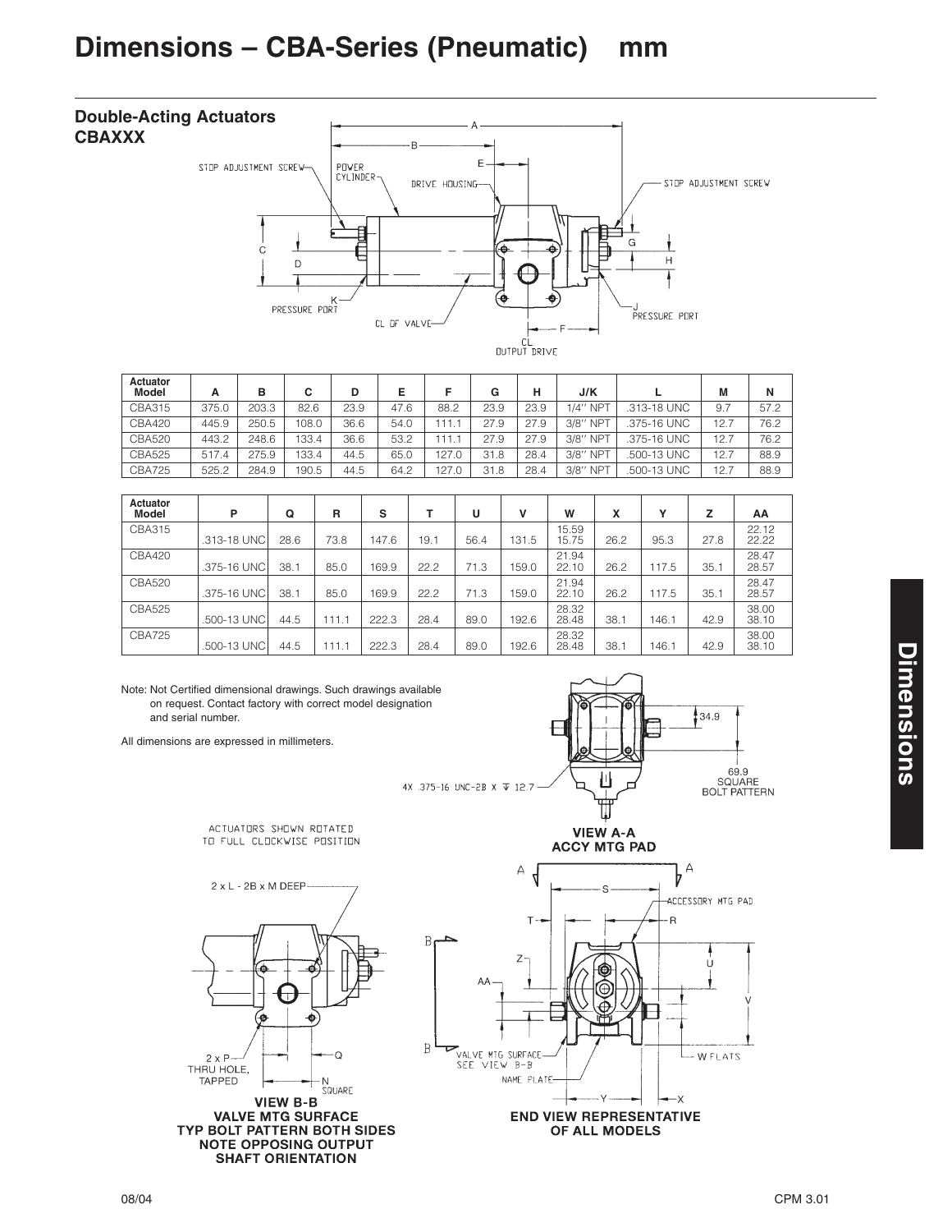# Dimensions – CBA-Series (Pneumatic) mm

## Double-Acting Actuators CBAXXX

| Actuator Model | A | B | C | D | E | F | G | H | J/K | L | M | N |
|---|---|---|---|---|---|---|---|---|---|---|---|---|
| CBA315 | 375.0 | 203.3 | 82.6 | 23.9 | 47.6 | 88.2 | 23.9 | 23.9 | 1/4" NPT | .313-18 UNC | 9.7 | 57.2 |
| CBA420 | 445.9 | 250.5 | 108.0 | 36.6 | 54.0 | 111.1 | 27.9 | 27.9 | 3/8" NPT | .375-16 UNC | 12.7 | 76.2 |
| CBA520 | 443.2 | 248.6 | 133.4 | 36.6 | 53.2 | 111.1 | 27.9 | 27.9 | 3/8" NPT | .375-16 UNC | 12.7 | 76.2 |
| CBA525 | 517.4 | 275.9 | 133.4 | 44.5 | 65.0 | 127.0 | 31.8 | 28.4 | 3/8" NPT | .500-13 UNC | 12.7 | 88.9 |
| CBA725 | 525.2 | 284.9 | 190.5 | 44.5 | 64.2 | 127.0 | 31.8 | 28.4 | 3/8" NPT | .500-13 UNC | 12.7 | 88.9 |

| Actuator Model | P | Q | R | S | T | U | V | W | X | Y | Z | AA |
|---|---|---|---|---|---|---|---|---|---|---|---|---|
| CBA315 | .313-18 UNC | 28.6 | 73.8 | 147.6 | 19.1 | 56.4 | 131.5 | 15.59 15.75 | 26.2 | 95.3 | 27.8 | 22.12 22.22 |
| CBA420 | .375-16 UNC | 38.1 | 85.0 | 169.9 | 22.2 | 71.3 | 159.0 | 21.94 22.10 | 26.2 | 117.5 | 35.1 | 28.47 28.57 |
| CBA520 | .375-16 UNC | 38.1 | 85.0 | 169.9 | 22.2 | 71.3 | 159.0 | 21.94 22.10 | 26.2 | 117.5 | 35.1 | 28.47 28.57 |
| CBA525 | .500-13 UNC | 44.5 | 111.1 | 222.3 | 28.4 | 89.0 | 192.6 | 28.32 28.48 | 38.1 | 146.1 | 42.9 | 38.00 38.10 |
| CBA725 | .500-13 UNC | 44.5 | 111.1 | 222.3 | 28.4 | 89.0 | 192.6 | 28.32 28.48 | 38.1 | 146.1 | 42.9 | 38.00 38.10 |

Note: Not Certified dimensional drawings. Such drawings available on request. Contact factory with correct model designation and serial number.

All dimensions are expressed in millimeters.

ACTUATORS SHOWN ROTATED TO FULL CLOCKWISE POSITION

**VIEW A-A**
**ACCY MTG PAD**

4X .375-16 UNC-2B X 12.7

34.9

69.9 SQUARE BOLT PATTERN

2 x L - 2B x M DEEP

2 x P THRU HOLE, TAPPED

N SQUARE

**VIEW B-B**
**VALVE MTG SURFACE**
**TYP BOLT PATTERN BOTH SIDES**
**NOTE OPPOSING OUTPUT SHAFT ORIENTATION**

**END VIEW REPRESENTATIVE OF ALL MODELS**

Dimensions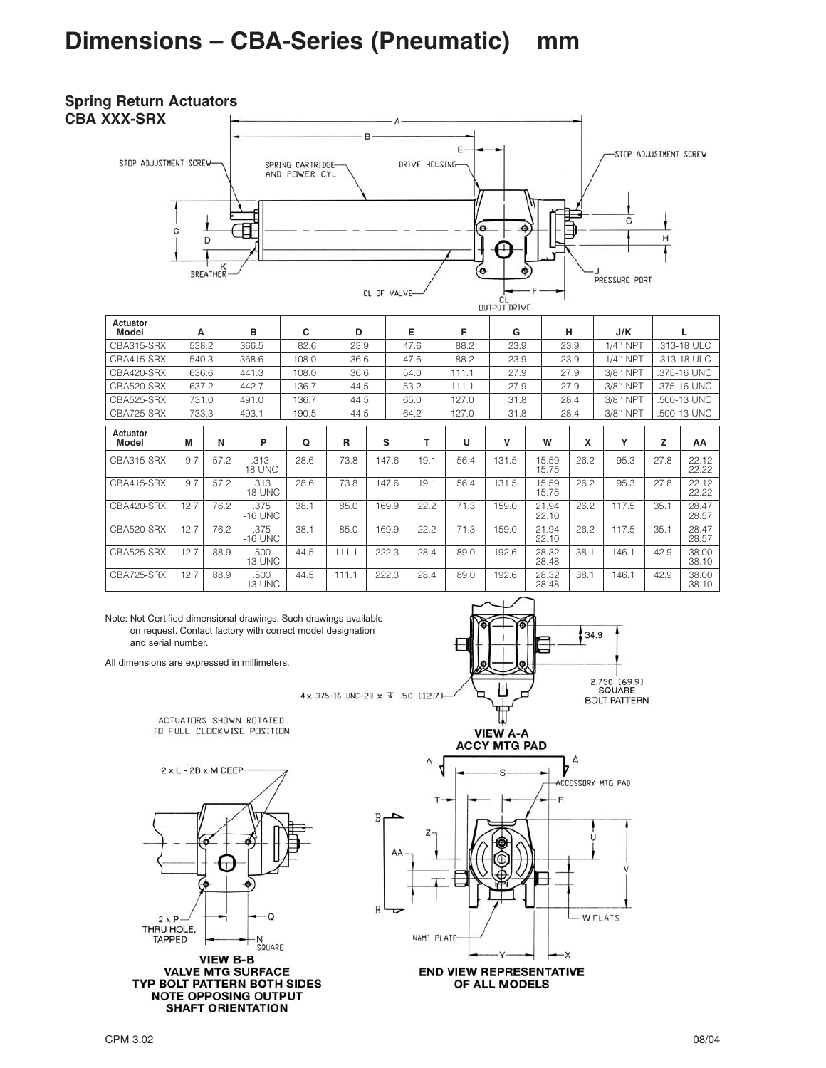# Dimensions – CBA-Series (Pneumatic) mm

## Spring Return Actuators

### CBA XXX-SRX

| Actuator Model | A | B | C | D | E | F | G | H | J/K | L |
|---|---|---|---|---|---|---|---|---|---|---|
| CBA315-SRX | 538.2 | 366.5 | 82.6 | 23.9 | 47.6 | 88.2 | 23.9 | 23.9 | 1/4″ NPT | .313-18 ULC |
| CBA415-SRX | 540.3 | 368.6 | 108.0 | 36.6 | 47.6 | 88.2 | 23.9 | 23.9 | 1/4″ NPT | .313-18 ULC |
| CBA420-SRX | 636.6 | 441.3 | 108.0 | 36.6 | 54.0 | 111.1 | 27.9 | 27.9 | 3/8″ NPT | .375-16 UNC |
| CBA520-SRX | 637.2 | 442.7 | 136.7 | 44.5 | 53.2 | 111.1 | 27.9 | 27.9 | 3/8″ NPT | .375-16 UNC |
| CBA525-SRX | 731.0 | 491.0 | 136.7 | 44.5 | 65.0 | 127.0 | 31.8 | 28.4 | 3/8″ NPT | .500-13 UNC |
| CBA725-SRX | 733.3 | 493.1 | 190.5 | 44.5 | 64.2 | 127.0 | 31.8 | 28.4 | 3/8″ NPT | .500-13 UNC |

| Actuator Model | M | N | P | Q | R | S | T | U | V | W | X | Y | Z | AA |
|---|---|---|---|---|---|---|---|---|---|---|---|---|---|---|
| CBA315-SRX | 9.7 | 57.2 | .313-18 UNC | 28.6 | 73.8 | 147.6 | 19.1 | 56.4 | 131.5 | 15.59 15.75 | 26.2 | 95.3 | 27.8 | 22.12 22.22 |
| CBA415-SRX | 9.7 | 57.2 | .313 -18 UNC | 28.6 | 73.8 | 147.6 | 19.1 | 56.4 | 131.5 | 15.59 15.75 | 26.2 | 95.3 | 27.8 | 22.12 22.22 |
| CBA420-SRX | 12.7 | 76.2 | .375 -16 UNC | 38.1 | 85.0 | 169.9 | 22.2 | 71.3 | 159.0 | 21.94 22.10 | 26.2 | 117.5 | 35.1 | 28.47 28.57 |
| CBA520-SRX | 12.7 | 76.2 | .375 -16 UNC | 38.1 | 85.0 | 169.9 | 22.2 | 71.3 | 159.0 | 21.94 22.10 | 26.2 | 117.5 | 35.1 | 28.47 28.57 |
| CBA525-SRX | 12.7 | 88.9 | .500 -13 UNC | 44.5 | 111.1 | 222.3 | 28.4 | 89.0 | 192.6 | 28.32 28.48 | 38.1 | 146.1 | 42.9 | 38.00 38.10 |
| CBA725-SRX | 12.7 | 88.9 | .500 -13 UNC | 44.5 | 111.1 | 222.3 | 28.4 | 89.0 | 192.6 | 28.32 28.48 | 38.1 | 146.1 | 42.9 | 38.00 38.10 |

Note: Not Certified dimensional drawings. Such drawings available on request. Contact factory with correct model designation and serial number.

All dimensions are expressed in millimeters.

ACTUATORS SHOWN ROTATED TO FULL CLOCKWISE POSITION

**VIEW A-A**
**ACCY MTG PAD**

**VIEW B-B**
**VALVE MTG SURFACE**
**TYP BOLT PATTERN BOTH SIDES**
**NOTE OPPOSING OUTPUT SHAFT ORIENTATION**

**END VIEW REPRESENTATIVE OF ALL MODELS**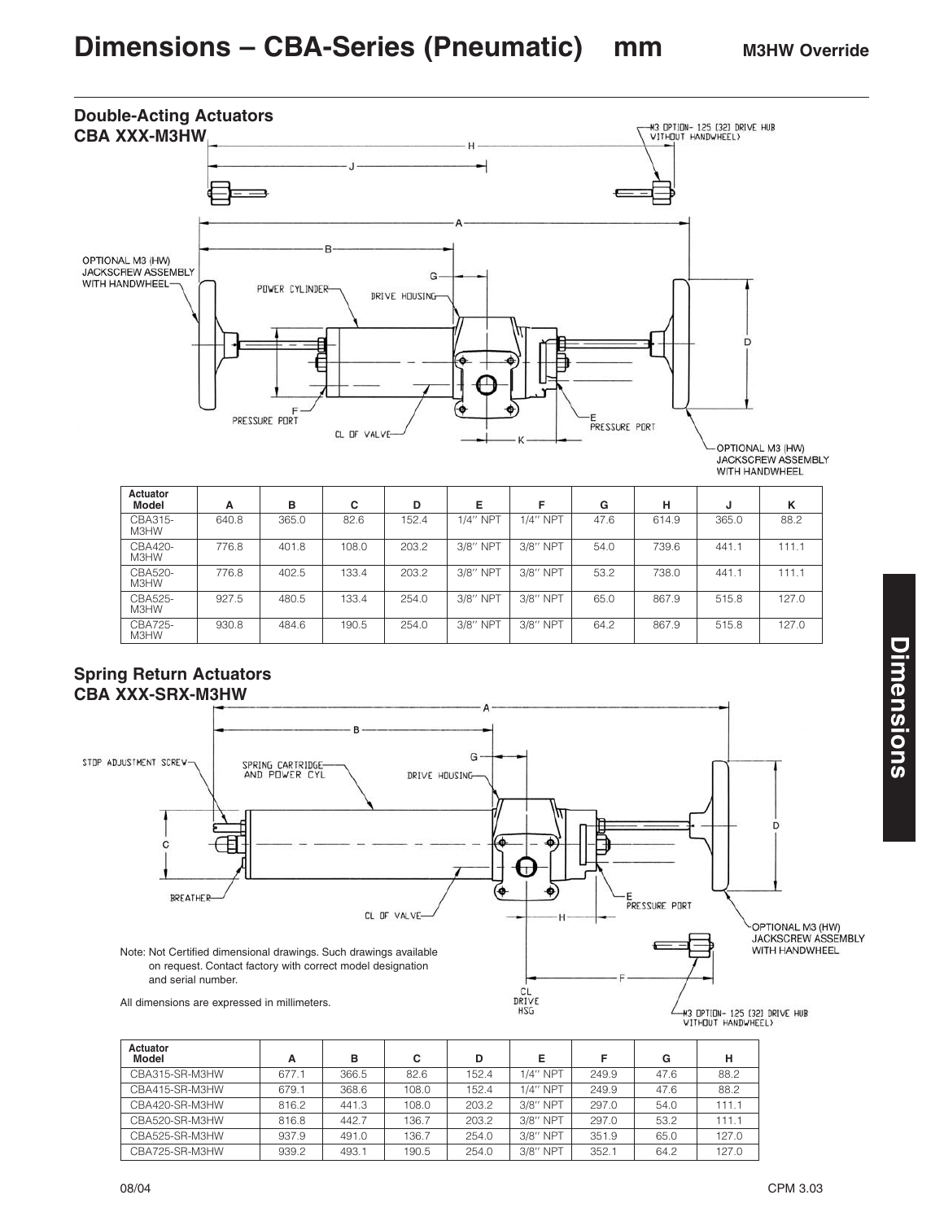# Dimensions – CBA-Series (Pneumatic) mm

**M3HW Override**

## Double-Acting Actuators
### CBA XXX-M3HW

M3 OPTION- 125 [32] DRIVE HUB (WITHOUT HANDWHEEL)

OPTIONAL M3 (HW) JACKSCREW ASSEMBLY WITH HANDWHEEL

POWER CYLINDER

DRIVE HOUSING

F PRESSURE PORT

CL OF VALVE

E PRESSURE PORT

OPTIONAL M3 (HW) JACKSCREW ASSEMBLY WITH HANDWHEEL

| Actuator Model | A | B | C | D | E | F | G | H | J | K |
|---|---|---|---|---|---|---|---|---|---|---|
| CBA315-M3HW | 640.8 | 365.0 | 82.6 | 152.4 | 1/4″ NPT | 1/4″ NPT | 47.6 | 614.9 | 365.0 | 88.2 |
| CBA420-M3HW | 776.8 | 401.8 | 108.0 | 203.2 | 3/8″ NPT | 3/8″ NPT | 54.0 | 739.6 | 441.1 | 111.1 |
| CBA520-M3HW | 776.8 | 402.5 | 133.4 | 203.2 | 3/8″ NPT | 3/8″ NPT | 53.2 | 738.0 | 441.1 | 111.1 |
| CBA525-M3HW | 927.5 | 480.5 | 133.4 | 254.0 | 3/8″ NPT | 3/8″ NPT | 65.0 | 867.9 | 515.8 | 127.0 |
| CBA725-M3HW | 930.8 | 484.6 | 190.5 | 254.0 | 3/8″ NPT | 3/8″ NPT | 64.2 | 867.9 | 515.8 | 127.0 |

## Spring Return Actuators
### CBA XXX-SRX-M3HW

STOP ADJUSTMENT SCREW

SPRING CARTRIDGE AND POWER CYL

DRIVE HOUSING

BREATHER

CL OF VALVE

E PRESSURE PORT

OPTIONAL M3 (HW) JACKSCREW ASSEMBLY WITH HANDWHEEL

CL DRIVE HSG

M3 OPTION- 125 [32] DRIVE HUB (WITHOUT HANDWHEEL)

Note: Not Certified dimensional drawings. Such drawings available on request. Contact factory with correct model designation and serial number.

All dimensions are expressed in millimeters.

| Actuator Model | A | B | C | D | E | F | G | H |
|---|---|---|---|---|---|---|---|---|
| CBA315-SR-M3HW | 677.1 | 366.5 | 82.6 | 152.4 | 1/4″ NPT | 249.9 | 47.6 | 88.2 |
| CBA415-SR-M3HW | 679.1 | 368.6 | 108.0 | 152.4 | 1/4″ NPT | 249.9 | 47.6 | 88.2 |
| CBA420-SR-M3HW | 816.2 | 441.3 | 108.0 | 203.2 | 3/8″ NPT | 297.0 | 54.0 | 111.1 |
| CBA520-SR-M3HW | 816.8 | 442.7 | 136.7 | 203.2 | 3/8″ NPT | 297.0 | 53.2 | 111.1 |
| CBA525-SR-M3HW | 937.9 | 491.0 | 136.7 | 254.0 | 3/8″ NPT | 351.9 | 65.0 | 127.0 |
| CBA725-SR-M3HW | 939.2 | 493.1 | 190.5 | 254.0 | 3/8″ NPT | 352.1 | 64.2 | 127.0 |

08/04

CPM 3.03